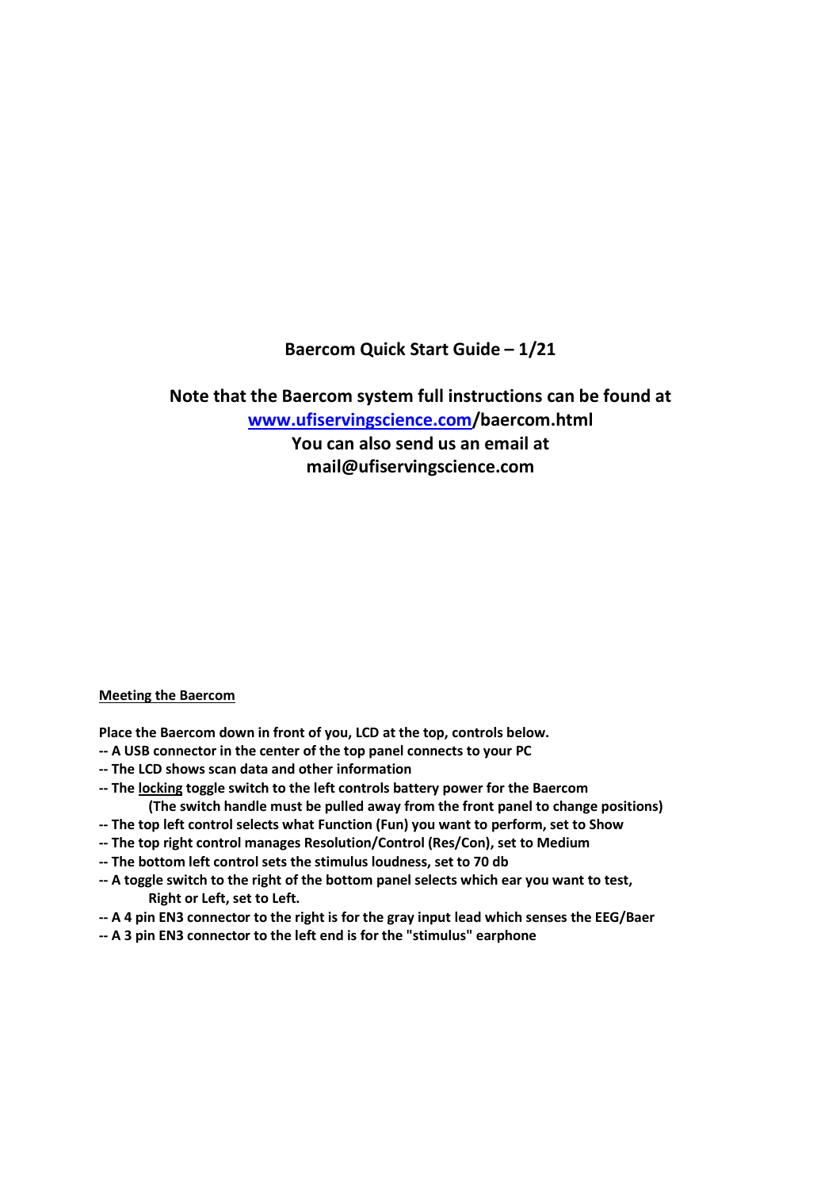# Baercom Quick Start Guide – 1/21

## Note that the Baercom system full instructions can be found at [www.ufiservingscience.com](www.ufiservingscience.com)/baercom.html You can also send us an email at mail@ufiservingscience.com

**<u>Meeting the Baercom</u>**

**Place the Baercom down in front of you, LCD at the top, controls below.**

**-- A USB connector in the center of the top panel connects to your PC**

**-- The LCD shows scan data and other information**

**-- The <u>locking</u> toggle switch to the left controls battery power for the Baercom**
**(The switch handle must be pulled away from the front panel to change positions)**

**-- The top left control selects what Function (Fun) you want to perform, set to Show**

**-- The top right control manages Resolution/Control (Res/Con), set to Medium**

**-- The bottom left control sets the stimulus loudness, set to 70 db**

**-- A toggle switch to the right of the bottom panel selects which ear you want to test, Right or Left, set to Left.**

**-- A 4 pin EN3 connector to the right is for the gray input lead which senses the EEG/Baer**

**-- A 3 pin EN3 connector to the left end is for the "stimulus" earphone**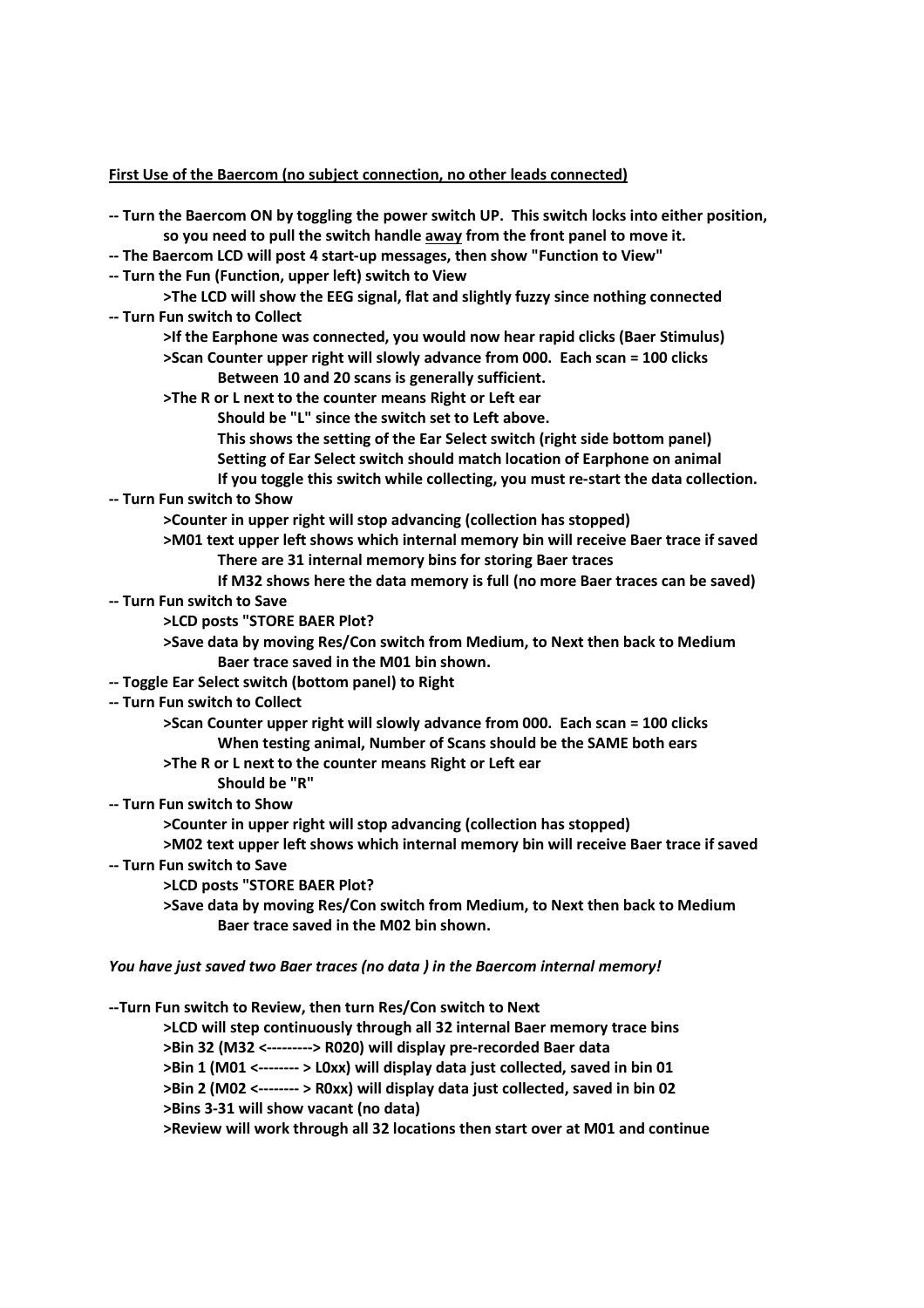**<u>First Use of the Baercom (no subject connection, no other leads connected)</u>**

**-- Turn the Baercom ON by toggling the power switch UP. This switch locks into either position, so you need to pull the switch handle <u>away</u> from the front panel to move it.**

**-- The Baercom LCD will post 4 start-up messages, then show "Function to View"**

**-- Turn the Fun (Function, upper left) switch to View**

- **>The LCD will show the EEG signal, flat and slightly fuzzy since nothing connected**

**-- Turn Fun switch to Collect**

- **>If the Earphone was connected, you would now hear rapid clicks (Baer Stimulus)**
- **>Scan Counter upper right will slowly advance from 000. Each scan = 100 clicks**
  - **Between 10 and 20 scans is generally sufficient.**
- **>The R or L next to the counter means Right or Left ear**
  - **Should be "L" since the switch set to Left above.**
  - **This shows the setting of the Ear Select switch (right side bottom panel)**
  - **Setting of Ear Select switch should match location of Earphone on animal**
  - **If you toggle this switch while collecting, you must re-start the data collection.**

**-- Turn Fun switch to Show**

- **>Counter in upper right will stop advancing (collection has stopped)**
- **>M01 text upper left shows which internal memory bin will receive Baer trace if saved**
  - **There are 31 internal memory bins for storing Baer traces**
  - **If M32 shows here the data memory is full (no more Baer traces can be saved)**

**-- Turn Fun switch to Save**

- **>LCD posts "STORE BAER Plot?**
- **>Save data by moving Res/Con switch from Medium, to Next then back to Medium**
  - **Baer trace saved in the M01 bin shown.**

**-- Toggle Ear Select switch (bottom panel) to Right**

**-- Turn Fun switch to Collect**

- **>Scan Counter upper right will slowly advance from 000. Each scan = 100 clicks**
  - **When testing animal, Number of Scans should be the SAME both ears**
- **>The R or L next to the counter means Right or Left ear**
  - **Should be "R"**

**-- Turn Fun switch to Show**

- **>Counter in upper right will stop advancing (collection has stopped)**
- **>M02 text upper left shows which internal memory bin will receive Baer trace if saved**

**-- Turn Fun switch to Save**

- **>LCD posts "STORE BAER Plot?**
- **>Save data by moving Res/Con switch from Medium, to Next then back to Medium**
  - **Baer trace saved in the M02 bin shown.**

***You have just saved two Baer traces (no data ) in the Baercom internal memory!***

**--Turn Fun switch to Review, then turn Res/Con switch to Next**

- **>LCD will step continuously through all 32 internal Baer memory trace bins**
- **>Bin 32 (M32 <---------> R020) will display pre-recorded Baer data**
- **>Bin 1 (M01 <-------- > L0xx) will display data just collected, saved in bin 01**
- **>Bin 2 (M02 <-------- > R0xx) will display data just collected, saved in bin 02**
- **>Bins 3-31 will show vacant (no data)**
- **>Review will work through all 32 locations then start over at M01 and continue**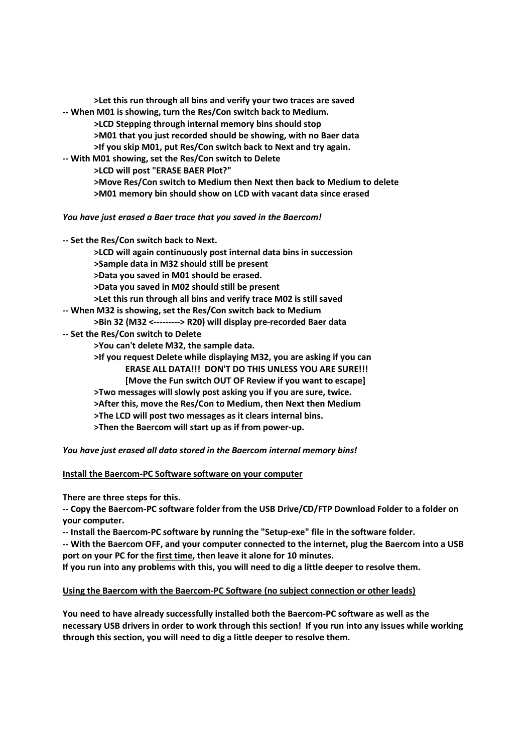**>Let this run through all bins and verify your two traces are saved**

**-- When M01 is showing, turn the Res/Con switch back to Medium.**

**>LCD Stepping through internal memory bins should stop**
**>M01 that you just recorded should be showing, with no Baer data**
**>If you skip M01, put Res/Con switch back to Next and try again.**

**-- With M01 showing, set the Res/Con switch to Delete**

**>LCD will post "ERASE BAER Plot?"**
**>Move Res/Con switch to Medium then Next then back to Medium to delete**
**>M01 memory bin should show on LCD with vacant data since erased**

***You have just erased a Baer trace that you saved in the Baercom!***

**-- Set the Res/Con switch back to Next.**

**>LCD will again continuously post internal data bins in succession**
**>Sample data in M32 should still be present**
**>Data you saved in M01 should be erased.**
**>Data you saved in M02 should still be present**
**>Let this run through all bins and verify trace M02 is still saved**

**-- When M32 is showing, set the Res/Con switch back to Medium**

**>Bin 32 (M32 <---------> R20) will display pre-recorded Baer data**

**-- Set the Res/Con switch to Delete**

**>You can't delete M32, the sample data.**
**>If you request Delete while displaying M32, you are asking if you can**
**ERASE ALL DATA!!! DON'T DO THIS UNLESS YOU ARE SURE!!!**
**[Move the Fun switch OUT OF Review if you want to escape]**
**>Two messages will slowly post asking you if you are sure, twice.**
**>After this, move the Res/Con to Medium, then Next then Medium**
**>The LCD will post two messages as it clears internal bins.**
**>Then the Baercom will start up as if from power-up.**

***You have just erased all data stored in the Baercom internal memory bins!***

**<u>Install the Baercom-PC Software software on your computer</u>**

**There are three steps for this.**

**-- Copy the Baercom-PC software folder from the USB Drive/CD/FTP Download Folder to a folder on your computer.**

**-- Install the Baercom-PC software by running the "Setup-exe" file in the software folder.**

**-- With the Baercom OFF, and your computer connected to the internet, plug the Baercom into a USB port on your PC for the <u>first time</u>, then leave it alone for 10 minutes.**

**If you run into any problems with this, you will need to dig a little deeper to resolve them.**

**<u>Using the Baercom with the Baercom-PC Software (no subject connection or other leads)</u>**

**You need to have already successfully installed both the Baercom-PC software as well as the necessary USB drivers in order to work through this section! If you run into any issues while working through this section, you will need to dig a little deeper to resolve them.**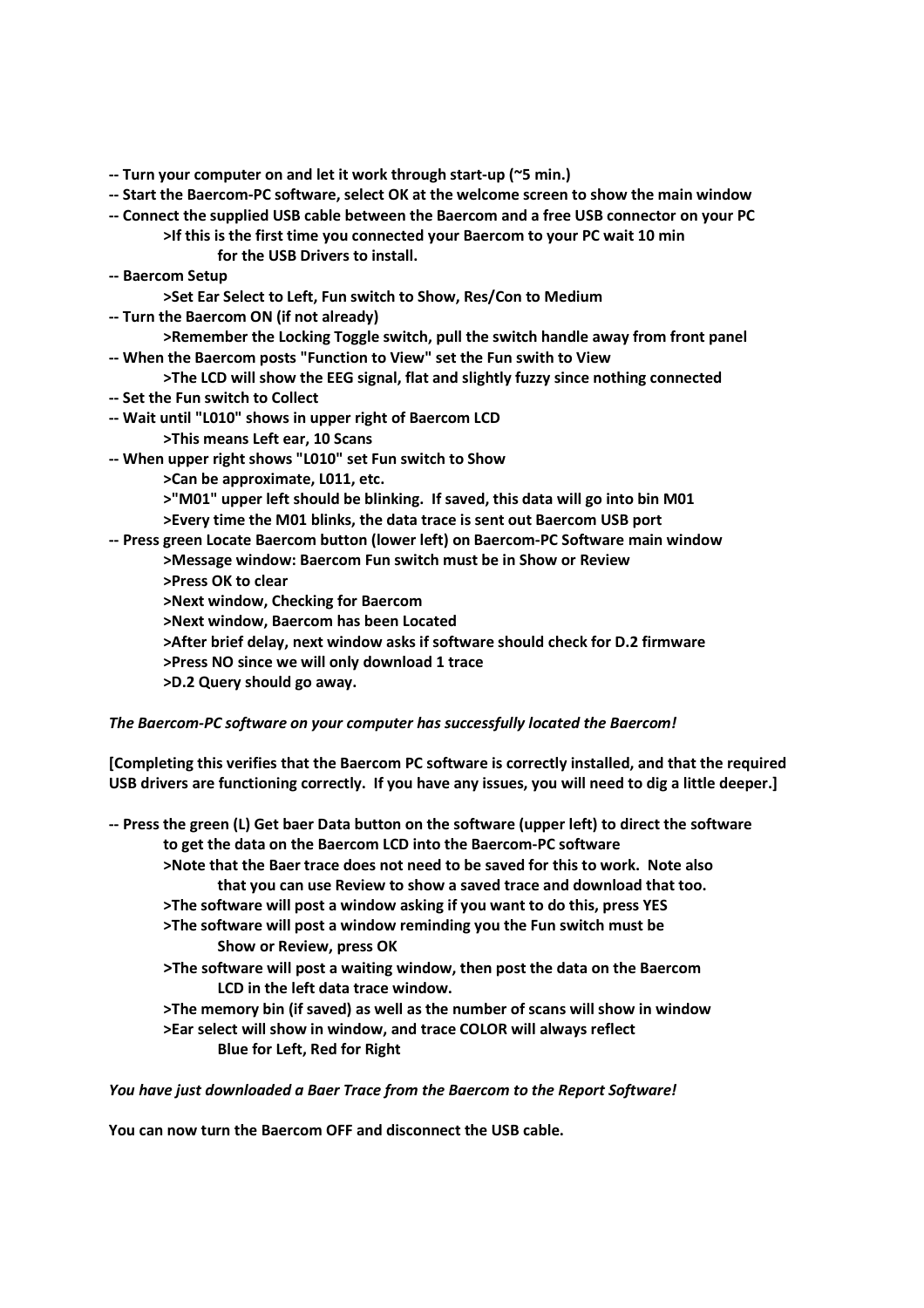**-- Turn your computer on and let it work through start-up (~5 min.)**

**-- Start the Baercom-PC software, select OK at the welcome screen to show the main window**

**-- Connect the supplied USB cable between the Baercom and a free USB connector on your PC**

> **>If this is the first time you connected your Baercom to your PC wait 10 min for the USB Drivers to install.**

**-- Baercom Setup**

> **>Set Ear Select to Left, Fun switch to Show, Res/Con to Medium**

**-- Turn the Baercom ON (if not already)**

> **>Remember the Locking Toggle switch, pull the switch handle away from front panel**

**-- When the Baercom posts "Function to View" set the Fun swith to View**

> **>The LCD will show the EEG signal, flat and slightly fuzzy since nothing connected**

**-- Set the Fun switch to Collect**

**-- Wait until "L010" shows in upper right of Baercom LCD**

> **>This means Left ear, 10 Scans**

**-- When upper right shows "L010" set Fun switch to Show**

> **>Can be approximate, L011, etc.**
>
> **>"M01" upper left should be blinking. If saved, this data will go into bin M01**
>
> **>Every time the M01 blinks, the data trace is sent out Baercom USB port**

**-- Press green Locate Baercom button (lower left) on Baercom-PC Software main window**

> **>Message window: Baercom Fun switch must be in Show or Review**
>
> **>Press OK to clear**
>
> **>Next window, Checking for Baercom**
>
> **>Next window, Baercom has been Located**
>
> **>After brief delay, next window asks if software should check for D.2 firmware**
>
> **>Press NO since we will only download 1 trace**
>
> **>D.2 Query should go away.**

***The Baercom-PC software on your computer has successfully located the Baercom!***

**[Completing this verifies that the Baercom PC software is correctly installed, and that the required USB drivers are functioning correctly. If you have any issues, you will need to dig a little deeper.]**

**-- Press the green (L) Get baer Data button on the software (upper left) to direct the software to get the data on the Baercom LCD into the Baercom-PC software**

> **>Note that the Baer trace does not need to be saved for this to work. Note also that you can use Review to show a saved trace and download that too.**
>
> **>The software will post a window asking if you want to do this, press YES**
>
> **>The software will post a window reminding you the Fun switch must be Show or Review, press OK**
>
> **>The software will post a waiting window, then post the data on the Baercom LCD in the left data trace window.**
>
> **>The memory bin (if saved) as well as the number of scans will show in window**
>
> **>Ear select will show in window, and trace COLOR will always reflect Blue for Left, Red for Right**

***You have just downloaded a Baer Trace from the Baercom to the Report Software!***

**You can now turn the Baercom OFF and disconnect the USB cable.**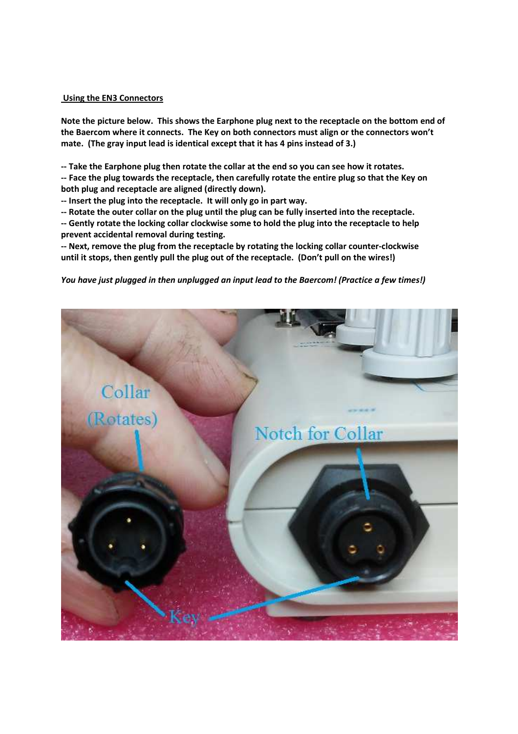**Using the EN3 Connectors**

**Note the picture below. This shows the Earphone plug next to the receptacle on the bottom end of the Baercom where it connects. The Key on both connectors must align or the connectors won't mate. (The gray input lead is identical except that it has 4 pins instead of 3.)**

**-- Take the Earphone plug then rotate the collar at the end so you can see how it rotates.**
**-- Face the plug towards the receptacle, then carefully rotate the entire plug so that the Key on both plug and receptacle are aligned (directly down).**
**-- Insert the plug into the receptacle. It will only go in part way.**
**-- Rotate the outer collar on the plug until the plug can be fully inserted into the receptacle.**
**-- Gently rotate the locking collar clockwise some to hold the plug into the receptacle to help prevent accidental removal during testing.**
**-- Next, remove the plug from the receptacle by rotating the locking collar counter-clockwise until it stops, then gently pull the plug out of the receptacle. (Don't pull on the wires!)**

***You have just plugged in then unplugged an input lead to the Baercom! (Practice a few times!)***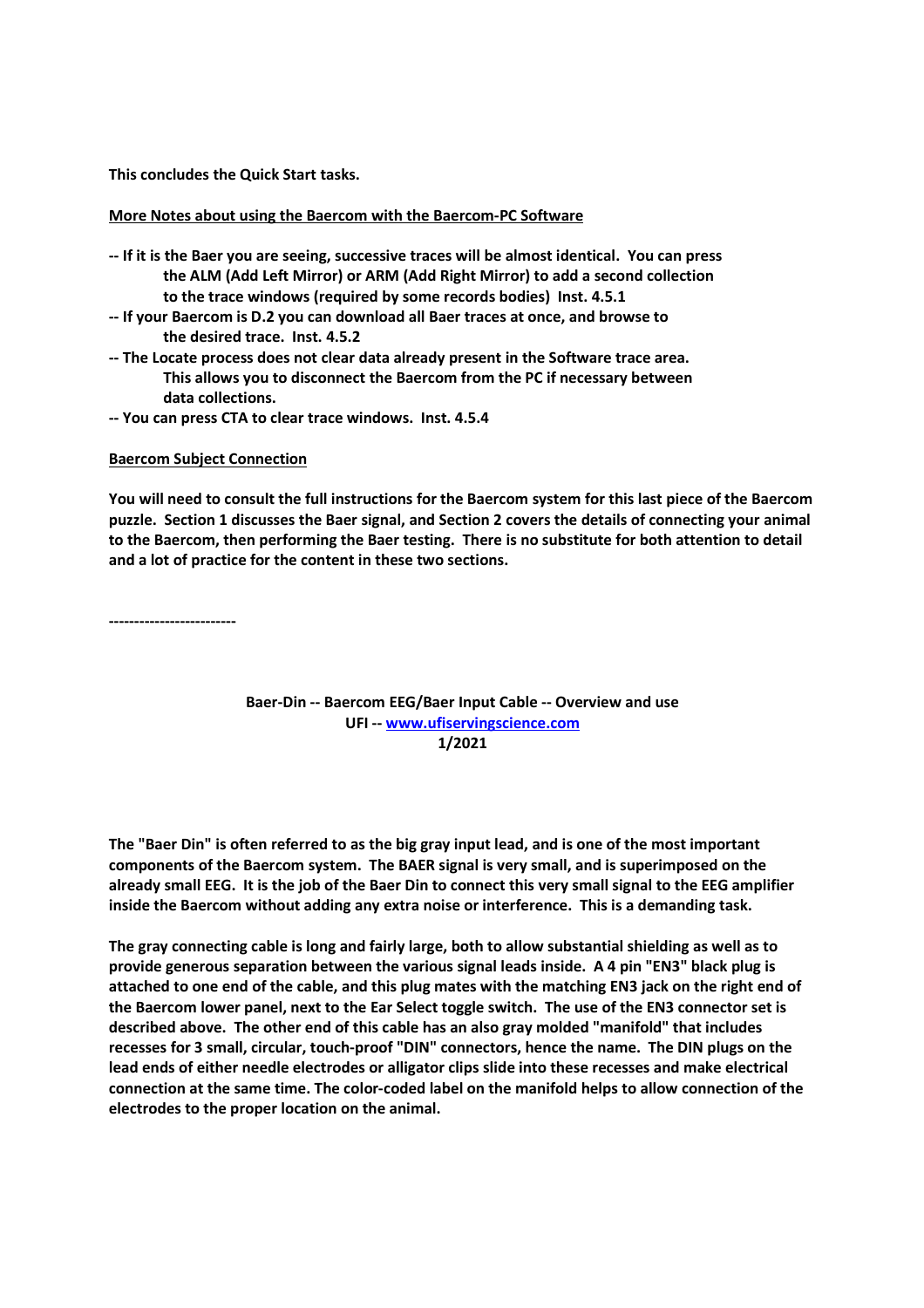**This concludes the Quick Start tasks.**

**More Notes about using the Baercom with the Baercom-PC Software**

- **If it is the Baer you are seeing, successive traces will be almost identical. You can press the ALM (Add Left Mirror) or ARM (Add Right Mirror) to add a second collection to the trace windows (required by some records bodies) Inst. 4.5.1**
- **If your Baercom is D.2 you can download all Baer traces at once, and browse to the desired trace. Inst. 4.5.2**
- **The Locate process does not clear data already present in the Software trace area. This allows you to disconnect the Baercom from the PC if necessary between data collections.**
- **You can press CTA to clear trace windows. Inst. 4.5.4**

**Baercom Subject Connection**

**You will need to consult the full instructions for the Baercom system for this last piece of the Baercom puzzle. Section 1 discusses the Baer signal, and Section 2 covers the details of connecting your animal to the Baercom, then performing the Baer testing. There is no substitute for both attention to detail and a lot of practice for the content in these two sections.**

**-------------------------**

**Baer-Din -- Baercom EEG/Baer Input Cable -- Overview and use**
**UFI -- www.ufiservingscience.com**
**1/2021**

**The "Baer Din" is often referred to as the big gray input lead, and is one of the most important components of the Baercom system. The BAER signal is very small, and is superimposed on the already small EEG. It is the job of the Baer Din to connect this very small signal to the EEG amplifier inside the Baercom without adding any extra noise or interference. This is a demanding task.**

**The gray connecting cable is long and fairly large, both to allow substantial shielding as well as to provide generous separation between the various signal leads inside. A 4 pin "EN3" black plug is attached to one end of the cable, and this plug mates with the matching EN3 jack on the right end of the Baercom lower panel, next to the Ear Select toggle switch. The use of the EN3 connector set is described above. The other end of this cable has an also gray molded "manifold" that includes recesses for 3 small, circular, touch-proof "DIN" connectors, hence the name. The DIN plugs on the lead ends of either needle electrodes or alligator clips slide into these recesses and make electrical connection at the same time. The color-coded label on the manifold helps to allow connection of the electrodes to the proper location on the animal.**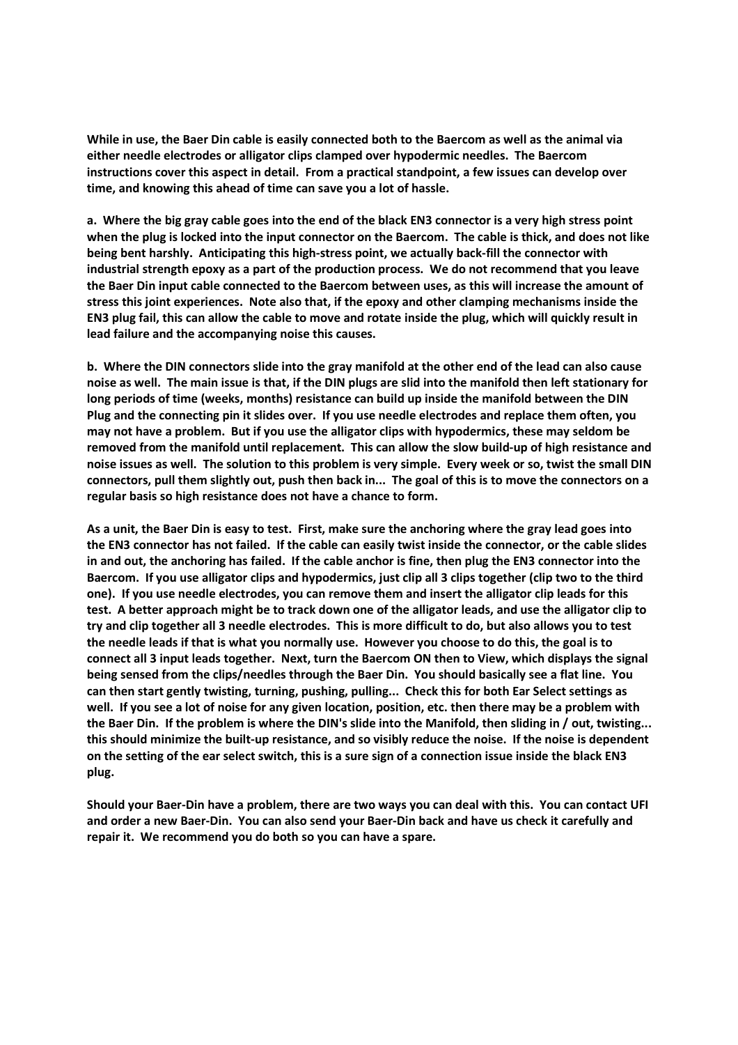**While in use, the Baer Din cable is easily connected both to the Baercom as well as the animal via either needle electrodes or alligator clips clamped over hypodermic needles. The Baercom instructions cover this aspect in detail. From a practical standpoint, a few issues can develop over time, and knowing this ahead of time can save you a lot of hassle.**

**a. Where the big gray cable goes into the end of the black EN3 connector is a very high stress point when the plug is locked into the input connector on the Baercom. The cable is thick, and does not like being bent harshly. Anticipating this high-stress point, we actually back-fill the connector with industrial strength epoxy as a part of the production process. We do not recommend that you leave the Baer Din input cable connected to the Baercom between uses, as this will increase the amount of stress this joint experiences. Note also that, if the epoxy and other clamping mechanisms inside the EN3 plug fail, this can allow the cable to move and rotate inside the plug, which will quickly result in lead failure and the accompanying noise this causes.**

**b. Where the DIN connectors slide into the gray manifold at the other end of the lead can also cause noise as well. The main issue is that, if the DIN plugs are slid into the manifold then left stationary for long periods of time (weeks, months) resistance can build up inside the manifold between the DIN Plug and the connecting pin it slides over. If you use needle electrodes and replace them often, you may not have a problem. But if you use the alligator clips with hypodermics, these may seldom be removed from the manifold until replacement. This can allow the slow build-up of high resistance and noise issues as well. The solution to this problem is very simple. Every week or so, twist the small DIN connectors, pull them slightly out, push then back in... The goal of this is to move the connectors on a regular basis so high resistance does not have a chance to form.**

**As a unit, the Baer Din is easy to test. First, make sure the anchoring where the gray lead goes into the EN3 connector has not failed. If the cable can easily twist inside the connector, or the cable slides in and out, the anchoring has failed. If the cable anchor is fine, then plug the EN3 connector into the Baercom. If you use alligator clips and hypodermics, just clip all 3 clips together (clip two to the third one). If you use needle electrodes, you can remove them and insert the alligator clip leads for this test. A better approach might be to track down one of the alligator leads, and use the alligator clip to try and clip together all 3 needle electrodes. This is more difficult to do, but also allows you to test the needle leads if that is what you normally use. However you choose to do this, the goal is to connect all 3 input leads together. Next, turn the Baercom ON then to View, which displays the signal being sensed from the clips/needles through the Baer Din. You should basically see a flat line. You can then start gently twisting, turning, pushing, pulling... Check this for both Ear Select settings as well. If you see a lot of noise for any given location, position, etc. then there may be a problem with the Baer Din. If the problem is where the DIN's slide into the Manifold, then sliding in / out, twisting... this should minimize the built-up resistance, and so visibly reduce the noise. If the noise is dependent on the setting of the ear select switch, this is a sure sign of a connection issue inside the black EN3 plug.**

**Should your Baer-Din have a problem, there are two ways you can deal with this. You can contact UFI and order a new Baer-Din. You can also send your Baer-Din back and have us check it carefully and repair it. We recommend you do both so you can have a spare.**